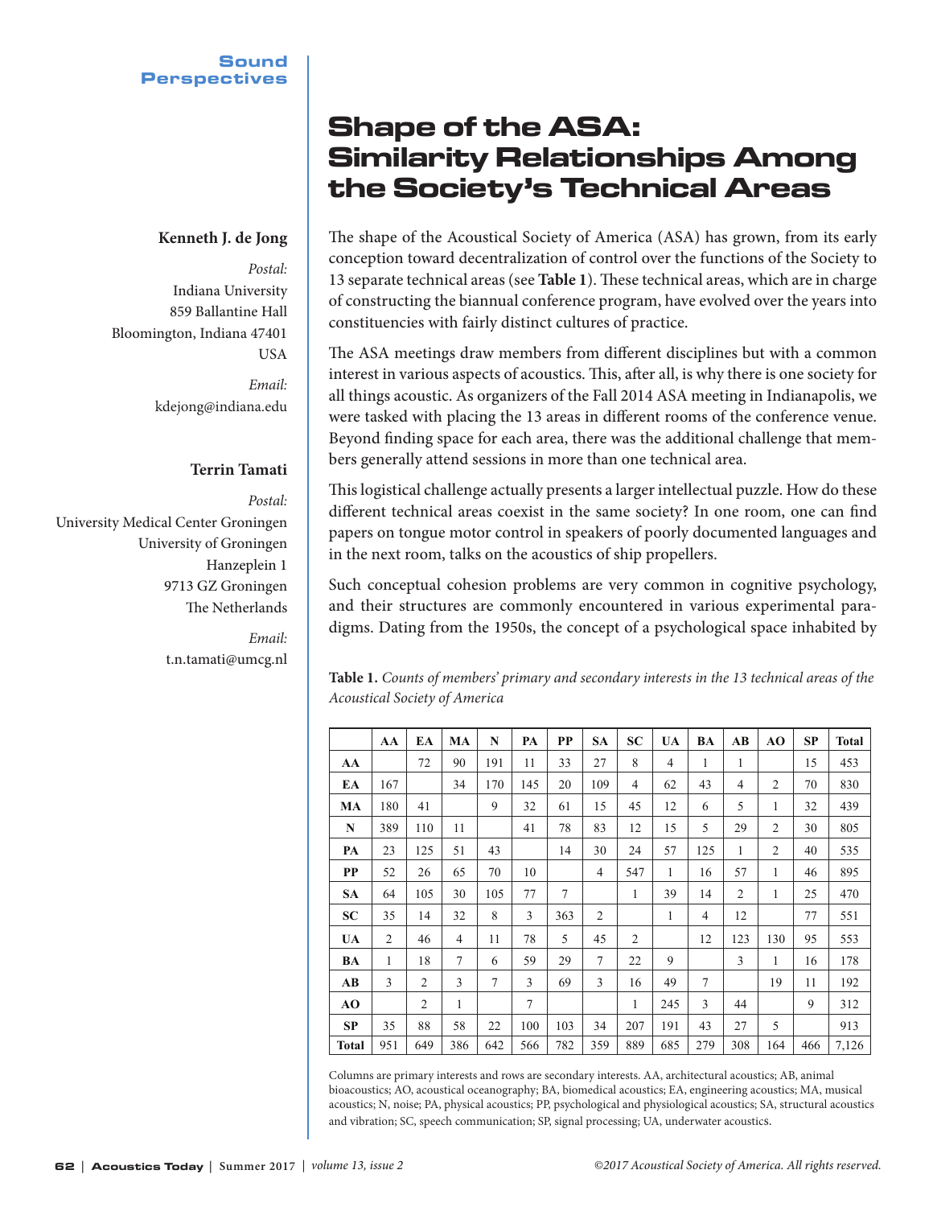# Shape of the ASA: Similarity Relationships Among the Society's Technical Areas

**Kenneth J. de Jong**

*Postal:*
Indiana University
859 Ballantine Hall
Bloomington, Indiana 47401
USA

*Email:*
kdejong@indiana.edu

**Terrin Tamati**

*Postal:*
University Medical Center Groningen
University of Groningen
Hanzeplein 1
9713 GZ Groningen
The Netherlands

*Email:*
t.n.tamati@umcg.nl

The shape of the Acoustical Society of America (ASA) has grown, from its early conception toward decentralization of control over the functions of the Society to 13 separate technical areas (see **Table 1**). These technical areas, which are in charge of constructing the biannual conference program, have evolved over the years into constituencies with fairly distinct cultures of practice.

The ASA meetings draw members from different disciplines but with a common interest in various aspects of acoustics. This, after all, is why there is one society for all things acoustic. As organizers of the Fall 2014 ASA meeting in Indianapolis, we were tasked with placing the 13 areas in different rooms of the conference venue. Beyond finding space for each area, there was the additional challenge that members generally attend sessions in more than one technical area.

This logistical challenge actually presents a larger intellectual puzzle. How do these different technical areas coexist in the same society? In one room, one can find papers on tongue motor control in speakers of poorly documented languages and in the next room, talks on the acoustics of ship propellers.

Such conceptual cohesion problems are very common in cognitive psychology, and their structures are commonly encountered in various experimental paradigms. Dating from the 1950s, the concept of a psychological space inhabited by

**Table 1.** *Counts of members' primary and secondary interests in the 13 technical areas of the Acoustical Society of America*

| | AA | EA | MA | N | PA | PP | SA | SC | UA | BA | AB | AO | SP | Total |
|---|---|---|---|---|---|---|---|---|---|---|---|---|---|---|
| **AA** | | 72 | 90 | 191 | 11 | 33 | 27 | 8 | 4 | 1 | 1 | | 15 | 453 |
| **EA** | 167 | | 34 | 170 | 145 | 20 | 109 | 4 | 62 | 43 | 4 | 2 | 70 | 830 |
| **MA** | 180 | 41 | | 9 | 32 | 61 | 15 | 45 | 12 | 6 | 5 | 1 | 32 | 439 |
| **N** | 389 | 110 | 11 | | 41 | 78 | 83 | 12 | 15 | 5 | 29 | 2 | 30 | 805 |
| **PA** | 23 | 125 | 51 | 43 | | 14 | 30 | 24 | 57 | 125 | 1 | 2 | 40 | 535 |
| **PP** | 52 | 26 | 65 | 70 | 10 | | 4 | 547 | 1 | 16 | 57 | 1 | 46 | 895 |
| **SA** | 64 | 105 | 30 | 105 | 77 | 7 | | 1 | 39 | 14 | 2 | 1 | 25 | 470 |
| **SC** | 35 | 14 | 32 | 8 | 3 | 363 | 2 | | 1 | 4 | 12 | | 77 | 551 |
| **UA** | 2 | 46 | 4 | 11 | 78 | 5 | 45 | 2 | | 12 | 123 | 130 | 95 | 553 |
| **BA** | 1 | 18 | 7 | 6 | 59 | 29 | 7 | 22 | 9 | | 3 | 1 | 16 | 178 |
| **AB** | 3 | 2 | 3 | 7 | 3 | 69 | 3 | 16 | 49 | 7 | | 19 | 11 | 192 |
| **AO** | | 2 | 1 | | 7 | | | 1 | 245 | 3 | 44 | | 9 | 312 |
| **SP** | 35 | 88 | 58 | 22 | 100 | 103 | 34 | 207 | 191 | 43 | 27 | 5 | | 913 |
| **Total** | 951 | 649 | 386 | 642 | 566 | 782 | 359 | 889 | 685 | 279 | 308 | 164 | 466 | 7,126 |

Columns are primary interests and rows are secondary interests. AA, architectural acoustics; AB, animal bioacoustics; AO, acoustical oceanography; BA, biomedical acoustics; EA, engineering acoustics; MA, musical acoustics; N, noise; PA, physical acoustics; PP, psychological and physiological acoustics; SA, structural acoustics and vibration; SC, speech communication; SP, signal processing; UA, underwater acoustics.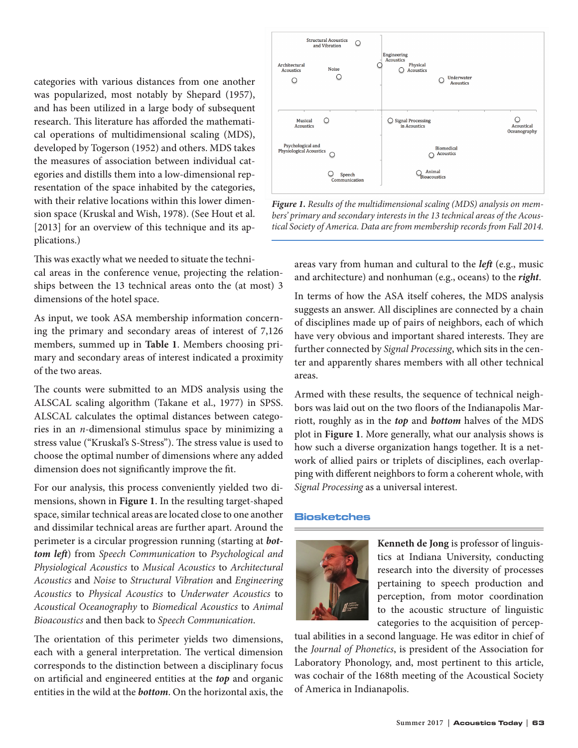categories with various distances from one another was popularized, most notably by Shepard (1957), and has been utilized in a large body of subsequent research. This literature has afforded the mathematical operations of multidimensional scaling (MDS), developed by Togerson (1952) and others. MDS takes the measures of association between individual categories and distills them into a low-dimensional representation of the space inhabited by the categories, with their relative locations within this lower dimension space (Kruskal and Wish, 1978). (See Hout et al. [2013] for an overview of this technique and its applications.)

This was exactly what we needed to situate the technical areas in the conference venue, projecting the relationships between the 13 technical areas onto the (at most) 3 dimensions of the hotel space.

As input, we took ASA membership information concerning the primary and secondary areas of interest of 7,126 members, summed up in **Table 1**. Members choosing primary and secondary areas of interest indicated a proximity of the two areas.

The counts were submitted to an MDS analysis using the ALSCAL scaling algorithm (Takane et al., 1977) in SPSS. ALSCAL calculates the optimal distances between categories in an *n*-dimensional stimulus space by minimizing a stress value ("Kruskal's S-Stress"). The stress value is used to choose the optimal number of dimensions where any added dimension does not significantly improve the fit.

For our analysis, this process conveniently yielded two dimensions, shown in **Figure 1**. In the resulting target-shaped space, similar technical areas are located close to one another and dissimilar technical areas are further apart. Around the perimeter is a circular progression running (starting at ***bottom left***) from *Speech Communication* to *Psychological and Physiological Acoustics* to *Musical Acoustics* to *Architectural Acoustics* and *Noise* to *Structural Vibration* and *Engineering Acoustics* to *Physical Acoustics* to *Underwater Acoustics* to *Acoustical Oceanography* to *Biomedical Acoustics* to *Animal Bioacoustics* and then back to *Speech Communication*.

The orientation of this perimeter yields two dimensions, each with a general interpretation. The vertical dimension corresponds to the distinction between a disciplinary focus on artificial and engineered entities at the ***top*** and organic entities in the wild at the ***bottom***. On the horizontal axis, the areas vary from human and cultural to the ***left*** (e.g., music and architecture) and nonhuman (e.g., oceans) to the ***right***.

**Figure 1.** *Results of the multidimensional scaling (MDS) analysis on members' primary and secondary interests in the 13 technical areas of the Acoustical Society of America. Data are from membership records from Fall 2014.*

In terms of how the ASA itself coheres, the MDS analysis suggests an answer. All disciplines are connected by a chain of disciplines made up of pairs of neighbors, each of which have very obvious and important shared interests. They are further connected by *Signal Processing*, which sits in the center and apparently shares members with all other technical areas.

Armed with these results, the sequence of technical neighbors was laid out on the two floors of the Indianapolis Marriott, roughly as in the ***top*** and ***bottom*** halves of the MDS plot in **Figure 1**. More generally, what our analysis shows is how such a diverse organization hangs together. It is a network of allied pairs or triplets of disciplines, each overlapping with different neighbors to form a coherent whole, with *Signal Processing* as a universal interest.

## Biosketches

**Kenneth de Jong** is professor of linguistics at Indiana University, conducting research into the diversity of processes pertaining to speech production and perception, from motor coordination to the acoustic structure of linguistic categories to the acquisition of perceptual abilities in a second language. He was editor in chief of the *Journal of Phonetics*, is president of the Association for Laboratory Phonology, and, most pertinent to this article, was cochair of the 168th meeting of the Acoustical Society of America in Indianapolis.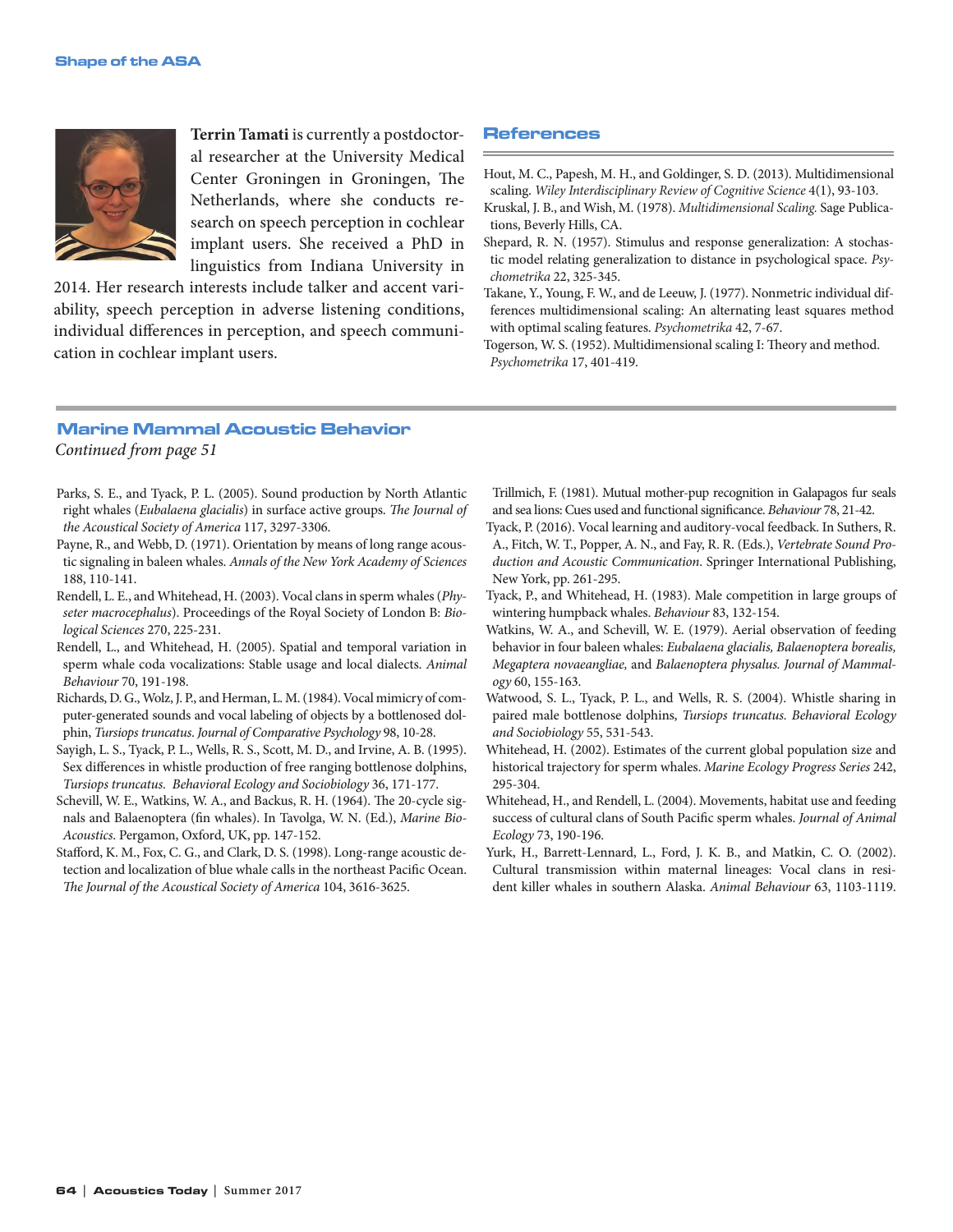**Terrin Tamati** is currently a postdoctoral researcher at the University Medical Center Groningen in Groningen, The Netherlands, where she conducts research on speech perception in cochlear implant users. She received a PhD in linguistics from Indiana University in 2014. Her research interests include talker and accent variability, speech perception in adverse listening conditions, individual differences in perception, and speech communication in cochlear implant users.

## References

Hout, M. C., Papesh, M. H., and Goldinger, S. D. (2013). Multidimensional scaling. *Wiley Interdisciplinary Review of Cognitive Science* 4(1), 93-103.

Kruskal, J. B., and Wish, M. (1978). *Multidimensional Scaling.* Sage Publications, Beverly Hills, CA.

Shepard, R. N. (1957). Stimulus and response generalization: A stochastic model relating generalization to distance in psychological space. *Psychometrika* 22, 325-345.

Takane, Y., Young, F. W., and de Leeuw, J. (1977). Nonmetric individual differences multidimensional scaling: An alternating least squares method with optimal scaling features. *Psychometrika* 42, 7-67.

Togerson, W. S. (1952). Multidimensional scaling I: Theory and method. *Psychometrika* 17, 401-419.

## Marine Mammal Acoustic Behavior

*Continued from page 51*

Parks, S. E., and Tyack, P. L. (2005). Sound production by North Atlantic right whales (*Eubalaena glacialis*) in surface active groups. *The Journal of the Acoustical Society of America* 117, 3297-3306.

Payne, R., and Webb, D. (1971). Orientation by means of long range acoustic signaling in baleen whales. *Annals of the New York Academy of Sciences* 188, 110-141.

Rendell, L. E., and Whitehead, H. (2003). Vocal clans in sperm whales (*Physeter macrocephalus*). Proceedings of the Royal Society of London B: *Biological Sciences* 270, 225-231.

Rendell, L., and Whitehead, H. (2005). Spatial and temporal variation in sperm whale coda vocalizations: Stable usage and local dialects. *Animal Behaviour* 70, 191-198.

Richards, D. G., Wolz, J. P., and Herman, L. M. (1984). Vocal mimicry of computer-generated sounds and vocal labeling of objects by a bottlenosed dolphin, *Tursiops truncatus*. *Journal of Comparative Psychology* 98, 10-28.

Sayigh, L. S., Tyack, P. L., Wells, R. S., Scott, M. D., and Irvine, A. B. (1995). Sex differences in whistle production of free ranging bottlenose dolphins, *Tursiops truncatus*. *Behavioral Ecology and Sociobiology* 36, 171-177.

Schevill, W. E., Watkins, W. A., and Backus, R. H. (1964). The 20-cycle signals and Balaenoptera (fin whales). In Tavolga, W. N. (Ed.), *Marine Bio-Acoustics*. Pergamon, Oxford, UK, pp. 147-152.

Stafford, K. M., Fox, C. G., and Clark, D. S. (1998). Long-range acoustic detection and localization of blue whale calls in the northeast Pacific Ocean. *The Journal of the Acoustical Society of America* 104, 3616-3625.

Trillmich, F. (1981). Mutual mother-pup recognition in Galapagos fur seals and sea lions: Cues used and functional significance. *Behaviour* 78, 21-42.

Tyack, P. (2016). Vocal learning and auditory-vocal feedback. In Suthers, R. A., Fitch, W. T., Popper, A. N., and Fay, R. R. (Eds.), *Vertebrate Sound Production and Acoustic Communication*. Springer International Publishing, New York, pp. 261-295.

Tyack, P., and Whitehead, H. (1983). Male competition in large groups of wintering humpback whales. *Behaviour* 83, 132-154.

Watkins, W. A., and Schevill, W. E. (1979). Aerial observation of feeding behavior in four baleen whales: *Eubalaena glacialis, Balaenoptera borealis, Megaptera novaeangliae,* and *Balaenoptera physalus. Journal of Mammalogy* 60, 155-163.

Watwood, S. L., Tyack, P. L., and Wells, R. S. (2004). Whistle sharing in paired male bottlenose dolphins, *Tursiops truncatus. Behavioral Ecology and Sociobiology* 55, 531-543.

Whitehead, H. (2002). Estimates of the current global population size and historical trajectory for sperm whales. *Marine Ecology Progress Series* 242, 295-304.

Whitehead, H., and Rendell, L. (2004). Movements, habitat use and feeding success of cultural clans of South Pacific sperm whales. *Journal of Animal Ecology* 73, 190-196.

Yurk, H., Barrett-Lennard, L., Ford, J. K. B., and Matkin, C. O. (2002). Cultural transmission within maternal lineages: Vocal clans in resident killer whales in southern Alaska. *Animal Behaviour* 63, 1103-1119.